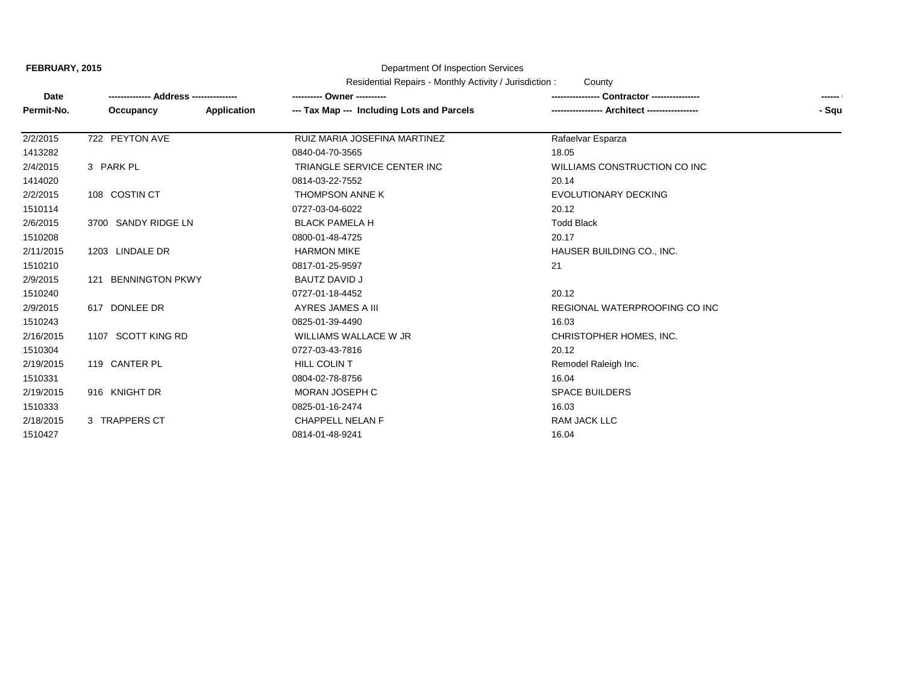**FEBRUARY, 2015**

Department Of Inspection Services

Residential Repairs - Monthly Activity / Jurisdiction : County

| Date<br>Permit-No. | ------------- Address --------------<br>Occupancy | Application | ---------- Owner ----------<br>--- Tax Map --- Including Lots and Parcels | --------------- Contractor ---------------<br>---------------- Architect ---------------- | ------<br>- Squ |
|---|---|---|---|---|---|
| 2/2/2015<br>1413282 | 722 PEYTON AVE | | RUIZ MARIA JOSEFINA MARTINEZ<br>0840-04-70-3565 | Rafaelvar Esparza<br>18.05 | |
| 2/4/2015<br>1414020 | 3 PARK PL | | TRIANGLE SERVICE CENTER INC<br>0814-03-22-7552 | WILLIAMS CONSTRUCTION CO INC<br>20.14 | |
| 2/2/2015<br>1510114 | 108 COSTIN CT | | THOMPSON ANNE K<br>0727-03-04-6022 | EVOLUTIONARY DECKING<br>20.12 | |
| 2/6/2015<br>1510208 | 3700 SANDY RIDGE LN | | BLACK PAMELA H<br>0800-01-48-4725 | Todd Black<br>20.17 | |
| 2/11/2015<br>1510210 | 1203 LINDALE DR | | HARMON MIKE<br>0817-01-25-9597 | HAUSER BUILDING CO., INC.<br>21 | |
| 2/9/2015<br>1510240 | 121 BENNINGTON PKWY | | BAUTZ DAVID J<br>0727-01-18-4452 | <br>20.12 | |
| 2/9/2015<br>1510243 | 617 DONLEE DR | | AYRES JAMES A III<br>0825-01-39-4490 | REGIONAL WATERPROOFING CO INC<br>16.03 | |
| 2/16/2015<br>1510304 | 1107 SCOTT KING RD | | WILLIAMS WALLACE W JR<br>0727-03-43-7816 | CHRISTOPHER HOMES, INC.<br>20.12 | |
| 2/19/2015<br>1510331 | 119 CANTER PL | | HILL COLIN T<br>0804-02-78-8756 | Remodel Raleigh Inc.<br>16.04 | |
| 2/19/2015<br>1510333 | 916 KNIGHT DR | | MORAN JOSEPH C<br>0825-01-16-2474 | SPACE BUILDERS<br>16.03 | |
| 2/18/2015<br>1510427 | 3 TRAPPERS CT | | CHAPPELL NELAN F<br>0814-01-48-9241 | RAM JACK LLC<br>16.04 | |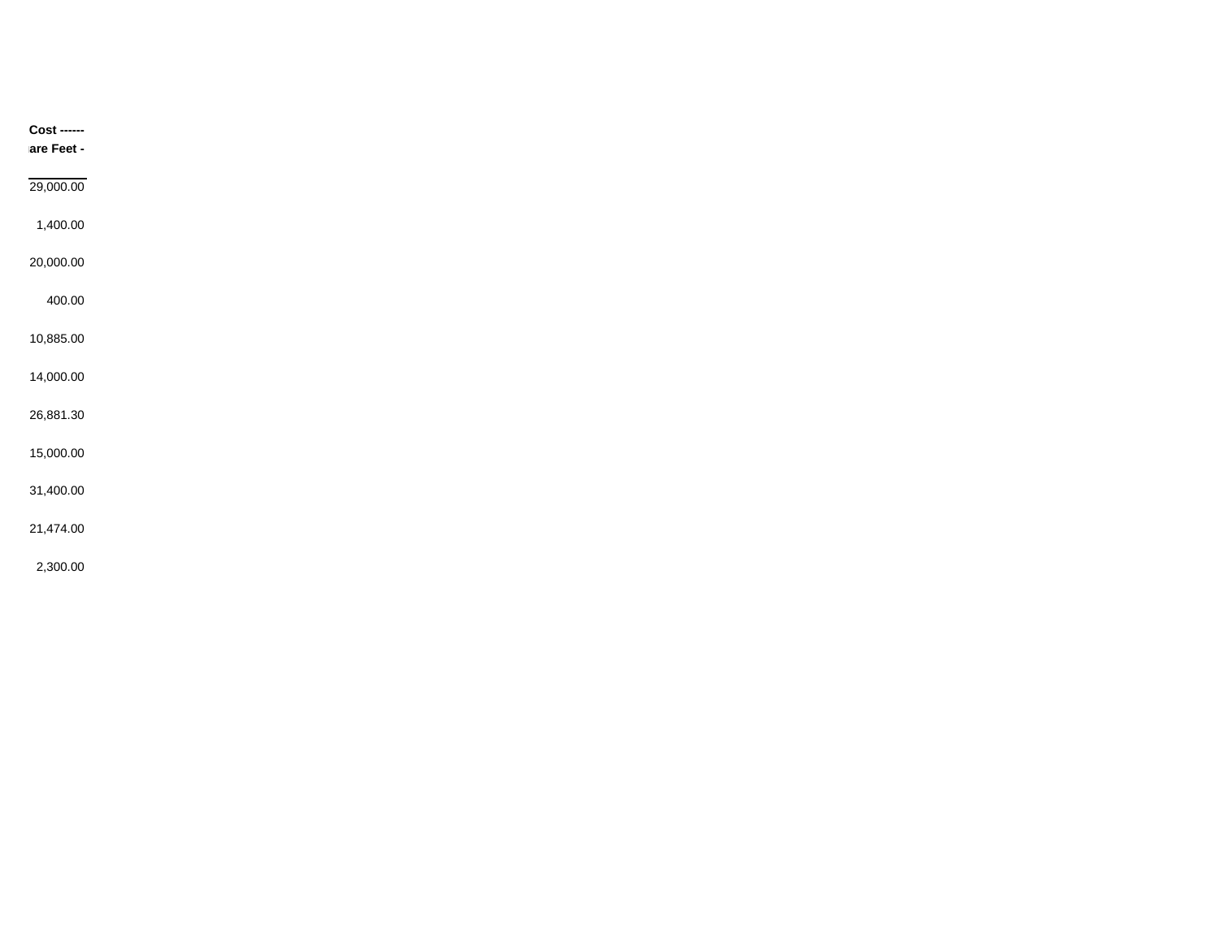| Cost ------ |
| --- |
| are Feet - |
| 29,000.00 |
| 1,400.00 |
| 20,000.00 |
| 400.00 |
| 10,885.00 |
| 14,000.00 |
| 26,881.30 |
| 15,000.00 |
| 31,400.00 |
| 21,474.00 |
| 2,300.00 |